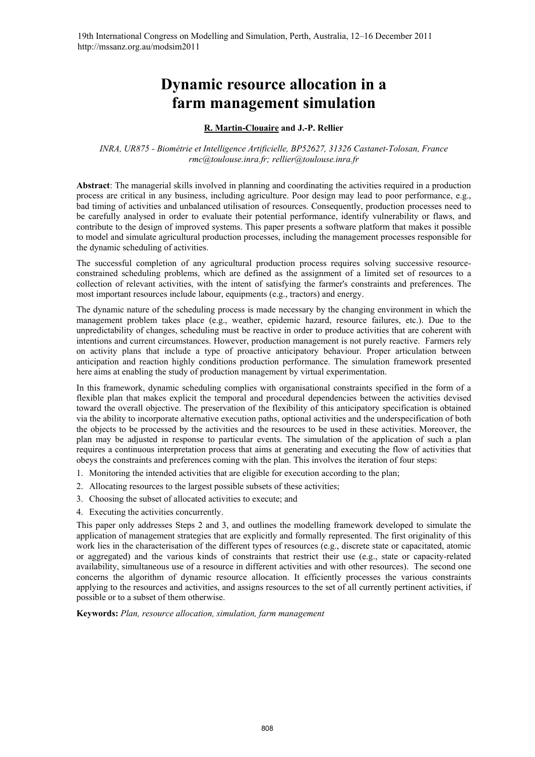# Dynamic resource allocation in a farm management simulation

**R. Martin-Clouaire** and **J.-P. Rellier**

*INRA, UR875 - Biométrie et Intelligence Artificielle, BP52627, 31326 Castanet-Tolosan, France*
*rmc@toulouse.inra.fr; rellier@toulouse.inra.fr*

**Abstract**: The managerial skills involved in planning and coordinating the activities required in a production process are critical in any business, including agriculture. Poor design may lead to poor performance, e.g., bad timing of activities and unbalanced utilisation of resources. Consequently, production processes need to be carefully analysed in order to evaluate their potential performance, identify vulnerability or flaws, and contribute to the design of improved systems. This paper presents a software platform that makes it possible to model and simulate agricultural production processes, including the management processes responsible for the dynamic scheduling of activities.

The successful completion of any agricultural production process requires solving successive resource-constrained scheduling problems, which are defined as the assignment of a limited set of resources to a collection of relevant activities, with the intent of satisfying the farmer's constraints and preferences. The most important resources include labour, equipments (e.g., tractors) and energy.

The dynamic nature of the scheduling process is made necessary by the changing environment in which the management problem takes place (e.g., weather, epidemic hazard, resource failures, etc.). Due to the unpredictability of changes, scheduling must be reactive in order to produce activities that are coherent with intentions and current circumstances. However, production management is not purely reactive. Farmers rely on activity plans that include a type of proactive anticipatory behaviour. Proper articulation between anticipation and reaction highly conditions production performance. The simulation framework presented here aims at enabling the study of production management by virtual experimentation.

In this framework, dynamic scheduling complies with organisational constraints specified in the form of a flexible plan that makes explicit the temporal and procedural dependencies between the activities devised toward the overall objective. The preservation of the flexibility of this anticipatory specification is obtained via the ability to incorporate alternative execution paths, optional activities and the underspecification of both the objects to be processed by the activities and the resources to be used in these activities. Moreover, the plan may be adjusted in response to particular events. The simulation of the application of such a plan requires a continuous interpretation process that aims at generating and executing the flow of activities that obeys the constraints and preferences coming with the plan. This involves the iteration of four steps:

1. Monitoring the intended activities that are eligible for execution according to the plan;
2. Allocating resources to the largest possible subsets of these activities;
3. Choosing the subset of allocated activities to execute; and
4. Executing the activities concurrently.

This paper only addresses Steps 2 and 3, and outlines the modelling framework developed to simulate the application of management strategies that are explicitly and formally represented. The first originality of this work lies in the characterisation of the different types of resources (e.g., discrete state or capacitated, atomic or aggregated) and the various kinds of constraints that restrict their use (e.g., state or capacity-related availability, simultaneous use of a resource in different activities and with other resources). The second one concerns the algorithm of dynamic resource allocation. It efficiently processes the various constraints applying to the resources and activities, and assigns resources to the set of all currently pertinent activities, if possible or to a subset of them otherwise.

**Keywords:** *Plan, resource allocation, simulation, farm management*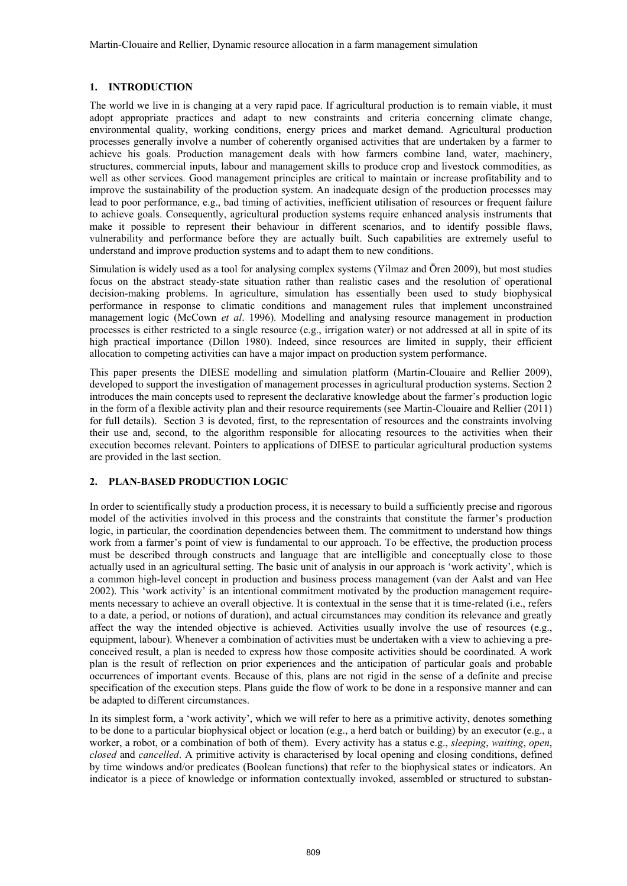## 1. INTRODUCTION

The world we live in is changing at a very rapid pace. If agricultural production is to remain viable, it must adopt appropriate practices and adapt to new constraints and criteria concerning climate change, environmental quality, working conditions, energy prices and market demand. Agricultural production processes generally involve a number of coherently organised activities that are undertaken by a farmer to achieve his goals. Production management deals with how farmers combine land, water, machinery, structures, commercial inputs, labour and management skills to produce crop and livestock commodities, as well as other services. Good management principles are critical to maintain or increase profitability and to improve the sustainability of the production system. An inadequate design of the production processes may lead to poor performance, e.g., bad timing of activities, inefficient utilisation of resources or frequent failure to achieve goals. Consequently, agricultural production systems require enhanced analysis instruments that make it possible to represent their behaviour in different scenarios, and to identify possible flaws, vulnerability and performance before they are actually built. Such capabilities are extremely useful to understand and improve production systems and to adapt them to new conditions.

Simulation is widely used as a tool for analysing complex systems (Yilmaz and Ören 2009), but most studies focus on the abstract steady-state situation rather than realistic cases and the resolution of operational decision-making problems. In agriculture, simulation has essentially been used to study biophysical performance in response to climatic conditions and management rules that implement unconstrained management logic (McCown *et al*. 1996). Modelling and analysing resource management in production processes is either restricted to a single resource (e.g., irrigation water) or not addressed at all in spite of its high practical importance (Dillon 1980). Indeed, since resources are limited in supply, their efficient allocation to competing activities can have a major impact on production system performance.

This paper presents the DIESE modelling and simulation platform (Martin-Clouaire and Rellier 2009), developed to support the investigation of management processes in agricultural production systems. Section 2 introduces the main concepts used to represent the declarative knowledge about the farmer's production logic in the form of a flexible activity plan and their resource requirements (see Martin-Clouaire and Rellier (2011) for full details). Section 3 is devoted, first, to the representation of resources and the constraints involving their use and, second, to the algorithm responsible for allocating resources to the activities when their execution becomes relevant. Pointers to applications of DIESE to particular agricultural production systems are provided in the last section.

## 2. PLAN-BASED PRODUCTION LOGIC

In order to scientifically study a production process, it is necessary to build a sufficiently precise and rigorous model of the activities involved in this process and the constraints that constitute the farmer's production logic, in particular, the coordination dependencies between them. The commitment to understand how things work from a farmer's point of view is fundamental to our approach. To be effective, the production process must be described through constructs and language that are intelligible and conceptually close to those actually used in an agricultural setting. The basic unit of analysis in our approach is 'work activity', which is a common high-level concept in production and business process management (van der Aalst and van Hee 2002). This 'work activity' is an intentional commitment motivated by the production management requirements necessary to achieve an overall objective. It is contextual in the sense that it is time-related (i.e., refers to a date, a period, or notions of duration), and actual circumstances may condition its relevance and greatly affect the way the intended objective is achieved. Activities usually involve the use of resources (e.g., equipment, labour). Whenever a combination of activities must be undertaken with a view to achieving a preconceived result, a plan is needed to express how those composite activities should be coordinated. A work plan is the result of reflection on prior experiences and the anticipation of particular goals and probable occurrences of important events. Because of this, plans are not rigid in the sense of a definite and precise specification of the execution steps. Plans guide the flow of work to be done in a responsive manner and can be adapted to different circumstances.

In its simplest form, a 'work activity', which we will refer to here as a primitive activity, denotes something to be done to a particular biophysical object or location (e.g., a herd batch or building) by an executor (e.g., a worker, a robot, or a combination of both of them). Every activity has a status e.g., *sleeping*, *waiting*, *open*, *closed* and *cancelled*. A primitive activity is characterised by local opening and closing conditions, defined by time windows and/or predicates (Boolean functions) that refer to the biophysical states or indicators. An indicator is a piece of knowledge or information contextually invoked, assembled or structured to substan-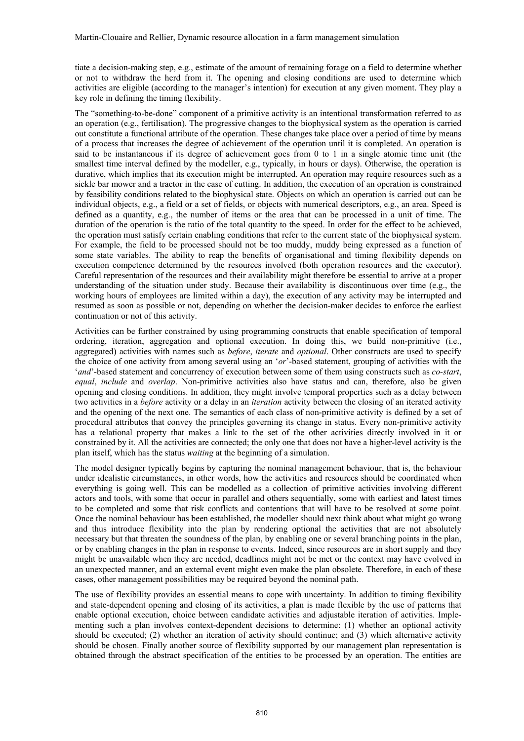tiate a decision-making step, e.g., estimate of the amount of remaining forage on a field to determine whether or not to withdraw the herd from it. The opening and closing conditions are used to determine which activities are eligible (according to the manager's intention) for execution at any given moment. They play a key role in defining the timing flexibility.

The "something-to-be-done" component of a primitive activity is an intentional transformation referred to as an operation (e.g., fertilisation). The progressive changes to the biophysical system as the operation is carried out constitute a functional attribute of the operation. These changes take place over a period of time by means of a process that increases the degree of achievement of the operation until it is completed. An operation is said to be instantaneous if its degree of achievement goes from 0 to 1 in a single atomic time unit (the smallest time interval defined by the modeller, e.g., typically, in hours or days). Otherwise, the operation is durative, which implies that its execution might be interrupted. An operation may require resources such as a sickle bar mower and a tractor in the case of cutting. In addition, the execution of an operation is constrained by feasibility conditions related to the biophysical state. Objects on which an operation is carried out can be individual objects, e.g., a field or a set of fields, or objects with numerical descriptors, e.g., an area. Speed is defined as a quantity, e.g., the number of items or the area that can be processed in a unit of time. The duration of the operation is the ratio of the total quantity to the speed. In order for the effect to be achieved, the operation must satisfy certain enabling conditions that refer to the current state of the biophysical system. For example, the field to be processed should not be too muddy, muddy being expressed as a function of some state variables. The ability to reap the benefits of organisational and timing flexibility depends on execution competence determined by the resources involved (both operation resources and the executor). Careful representation of the resources and their availability might therefore be essential to arrive at a proper understanding of the situation under study. Because their availability is discontinuous over time (e.g., the working hours of employees are limited within a day), the execution of any activity may be interrupted and resumed as soon as possible or not, depending on whether the decision-maker decides to enforce the earliest continuation or not of this activity.

Activities can be further constrained by using programming constructs that enable specification of temporal ordering, iteration, aggregation and optional execution. In doing this, we build non-primitive (i.e., aggregated) activities with names such as *before*, *iterate* and *optional*. Other constructs are used to specify the choice of one activity from among several using an '*or*'-based statement, grouping of activities with the '*and*'-based statement and concurrency of execution between some of them using constructs such as *co-start*, *equal*, *include* and *overlap*. Non-primitive activities also have status and can, therefore, also be given opening and closing conditions. In addition, they might involve temporal properties such as a delay between two activities in a *before* activity or a delay in an *iteration* activity between the closing of an iterated activity and the opening of the next one. The semantics of each class of non-primitive activity is defined by a set of procedural attributes that convey the principles governing its change in status. Every non-primitive activity has a relational property that makes a link to the set of the other activities directly involved in it or constrained by it. All the activities are connected; the only one that does not have a higher-level activity is the plan itself, which has the status *waiting* at the beginning of a simulation.

The model designer typically begins by capturing the nominal management behaviour, that is, the behaviour under idealistic circumstances, in other words, how the activities and resources should be coordinated when everything is going well. This can be modelled as a collection of primitive activities involving different actors and tools, with some that occur in parallel and others sequentially, some with earliest and latest times to be completed and some that risk conflicts and contentions that will have to be resolved at some point. Once the nominal behaviour has been established, the modeller should next think about what might go wrong and thus introduce flexibility into the plan by rendering optional the activities that are not absolutely necessary but that threaten the soundness of the plan, by enabling one or several branching points in the plan, or by enabling changes in the plan in response to events. Indeed, since resources are in short supply and they might be unavailable when they are needed, deadlines might not be met or the context may have evolved in an unexpected manner, and an external event might even make the plan obsolete. Therefore, in each of these cases, other management possibilities may be required beyond the nominal path.

The use of flexibility provides an essential means to cope with uncertainty. In addition to timing flexibility and state-dependent opening and closing of its activities, a plan is made flexible by the use of patterns that enable optional execution, choice between candidate activities and adjustable iteration of activities. Implementing such a plan involves context-dependent decisions to determine: (1) whether an optional activity should be executed; (2) whether an iteration of activity should continue; and (3) which alternative activity should be chosen. Finally another source of flexibility supported by our management plan representation is obtained through the abstract specification of the entities to be processed by an operation. The entities are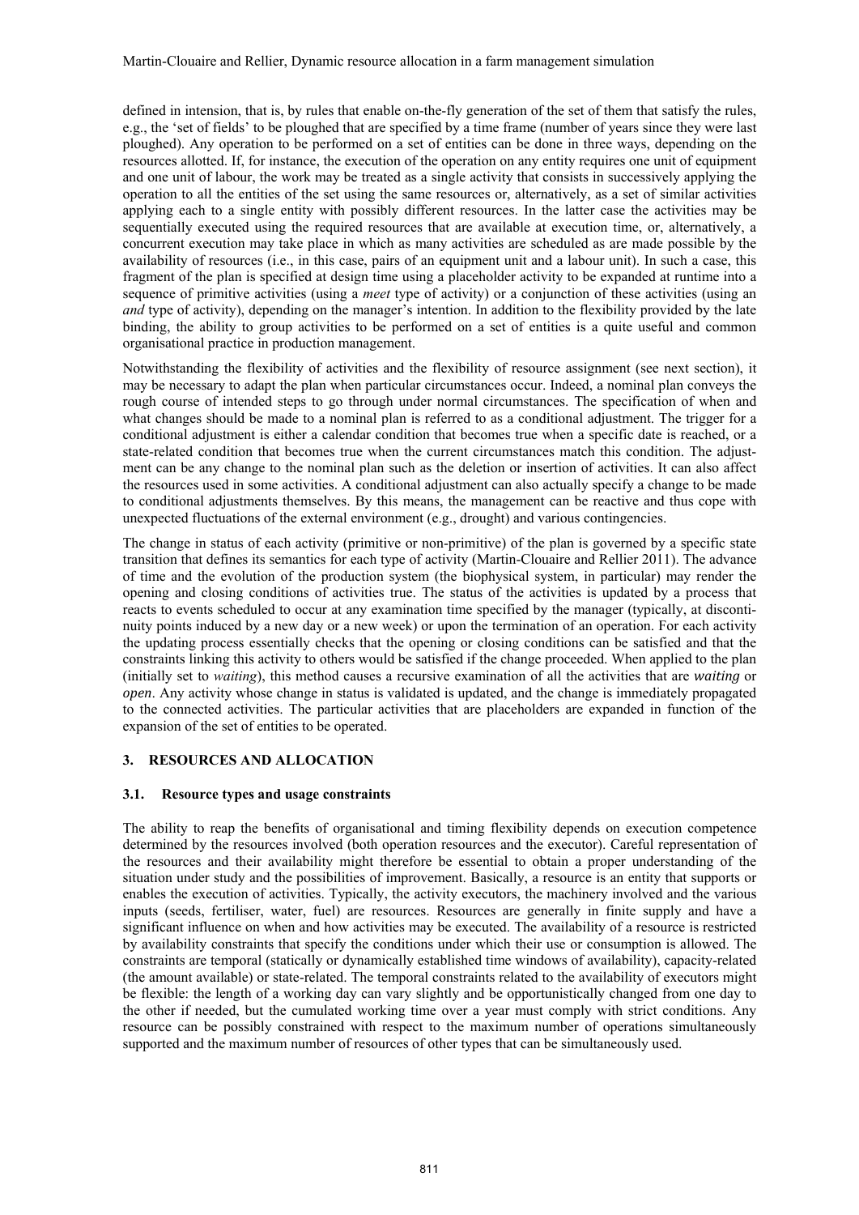defined in intension, that is, by rules that enable on-the-fly generation of the set of them that satisfy the rules, e.g., the 'set of fields' to be ploughed that are specified by a time frame (number of years since they were last ploughed). Any operation to be performed on a set of entities can be done in three ways, depending on the resources allotted. If, for instance, the execution of the operation on any entity requires one unit of equipment and one unit of labour, the work may be treated as a single activity that consists in successively applying the operation to all the entities of the set using the same resources or, alternatively, as a set of similar activities applying each to a single entity with possibly different resources. In the latter case the activities may be sequentially executed using the required resources that are available at execution time, or, alternatively, a concurrent execution may take place in which as many activities are scheduled as are made possible by the availability of resources (i.e., in this case, pairs of an equipment unit and a labour unit). In such a case, this fragment of the plan is specified at design time using a placeholder activity to be expanded at runtime into a sequence of primitive activities (using a *meet* type of activity) or a conjunction of these activities (using an *and* type of activity), depending on the manager's intention. In addition to the flexibility provided by the late binding, the ability to group activities to be performed on a set of entities is a quite useful and common organisational practice in production management.

Notwithstanding the flexibility of activities and the flexibility of resource assignment (see next section), it may be necessary to adapt the plan when particular circumstances occur. Indeed, a nominal plan conveys the rough course of intended steps to go through under normal circumstances. The specification of when and what changes should be made to a nominal plan is referred to as a conditional adjustment. The trigger for a conditional adjustment is either a calendar condition that becomes true when a specific date is reached, or a state-related condition that becomes true when the current circumstances match this condition. The adjustment can be any change to the nominal plan such as the deletion or insertion of activities. It can also affect the resources used in some activities. A conditional adjustment can also actually specify a change to be made to conditional adjustments themselves. By this means, the management can be reactive and thus cope with unexpected fluctuations of the external environment (e.g., drought) and various contingencies.

The change in status of each activity (primitive or non-primitive) of the plan is governed by a specific state transition that defines its semantics for each type of activity (Martin-Clouaire and Rellier 2011). The advance of time and the evolution of the production system (the biophysical system, in particular) may render the opening and closing conditions of activities true. The status of the activities is updated by a process that reacts to events scheduled to occur at any examination time specified by the manager (typically, at discontinuity points induced by a new day or a new week) or upon the termination of an operation. For each activity the updating process essentially checks that the opening or closing conditions can be satisfied and that the constraints linking this activity to others would be satisfied if the change proceeded. When applied to the plan (initially set to *waiting*), this method causes a recursive examination of all the activities that are *waiting* or *open*. Any activity whose change in status is validated is updated, and the change is immediately propagated to the connected activities. The particular activities that are placeholders are expanded in function of the expansion of the set of entities to be operated.

## 3. RESOURCES AND ALLOCATION

### 3.1. Resource types and usage constraints

The ability to reap the benefits of organisational and timing flexibility depends on execution competence determined by the resources involved (both operation resources and the executor). Careful representation of the resources and their availability might therefore be essential to obtain a proper understanding of the situation under study and the possibilities of improvement. Basically, a resource is an entity that supports or enables the execution of activities. Typically, the activity executors, the machinery involved and the various inputs (seeds, fertiliser, water, fuel) are resources. Resources are generally in finite supply and have a significant influence on when and how activities may be executed. The availability of a resource is restricted by availability constraints that specify the conditions under which their use or consumption is allowed. The constraints are temporal (statically or dynamically established time windows of availability), capacity-related (the amount available) or state-related. The temporal constraints related to the availability of executors might be flexible: the length of a working day can vary slightly and be opportunistically changed from one day to the other if needed, but the cumulated working time over a year must comply with strict conditions. Any resource can be possibly constrained with respect to the maximum number of operations simultaneously supported and the maximum number of resources of other types that can be simultaneously used.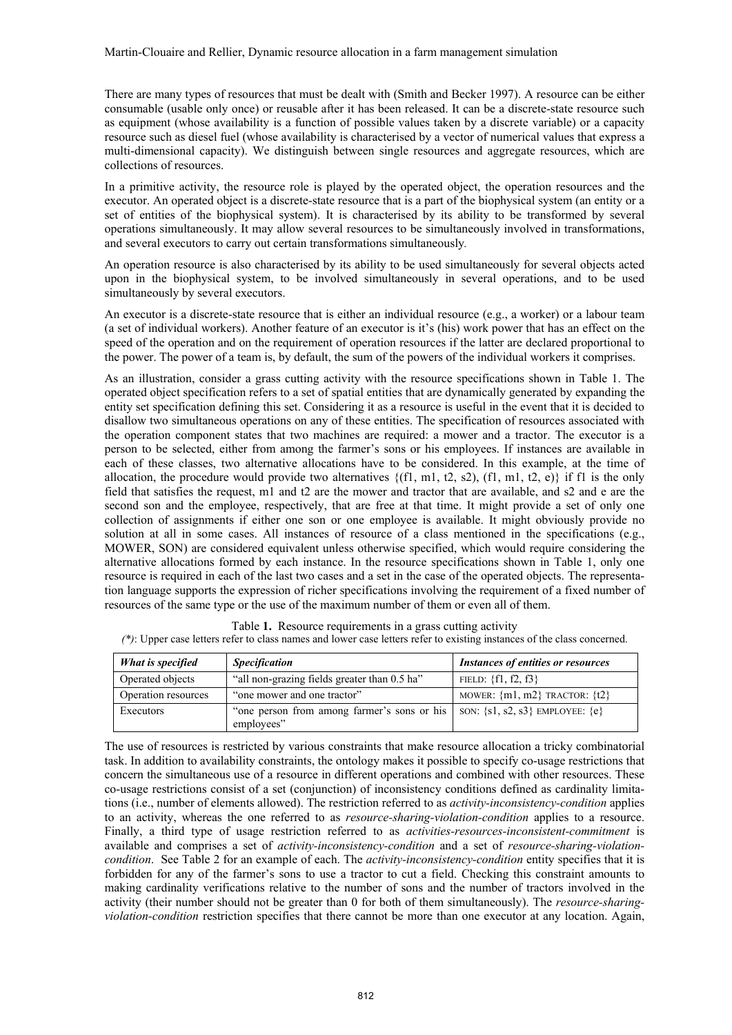There are many types of resources that must be dealt with (Smith and Becker 1997). A resource can be either consumable (usable only once) or reusable after it has been released. It can be a discrete-state resource such as equipment (whose availability is a function of possible values taken by a discrete variable) or a capacity resource such as diesel fuel (whose availability is characterised by a vector of numerical values that express a multi-dimensional capacity). We distinguish between single resources and aggregate resources, which are collections of resources.

In a primitive activity, the resource role is played by the operated object, the operation resources and the executor. An operated object is a discrete-state resource that is a part of the biophysical system (an entity or a set of entities of the biophysical system). It is characterised by its ability to be transformed by several operations simultaneously. It may allow several resources to be simultaneously involved in transformations, and several executors to carry out certain transformations simultaneously.

An operation resource is also characterised by its ability to be used simultaneously for several objects acted upon in the biophysical system, to be involved simultaneously in several operations, and to be used simultaneously by several executors.

An executor is a discrete-state resource that is either an individual resource (e.g., a worker) or a labour team (a set of individual workers). Another feature of an executor is it's (his) work power that has an effect on the speed of the operation and on the requirement of operation resources if the latter are declared proportional to the power. The power of a team is, by default, the sum of the powers of the individual workers it comprises.

As an illustration, consider a grass cutting activity with the resource specifications shown in Table 1. The operated object specification refers to a set of spatial entities that are dynamically generated by expanding the entity set specification defining this set. Considering it as a resource is useful in the event that it is decided to disallow two simultaneous operations on any of these entities. The specification of resources associated with the operation component states that two machines are required: a mower and a tractor. The executor is a person to be selected, either from among the farmer's sons or his employees. If instances are available in each of these classes, two alternative allocations have to be considered. In this example, at the time of allocation, the procedure would provide two alternatives {(f1, m1, t2, s2), (f1, m1, t2, e)} if f1 is the only field that satisfies the request, m1 and t2 are the mower and tractor that are available, and s2 and e are the second son and the employee, respectively, that are free at that time. It might provide a set of only one collection of assignments if either one son or one employee is available. It might obviously provide no solution at all in some cases. All instances of resource of a class mentioned in the specifications (e.g., MOWER, SON) are considered equivalent unless otherwise specified, which would require considering the alternative allocations formed by each instance. In the resource specifications shown in Table 1, only one resource is required in each of the last two cases and a set in the case of the operated objects. The representation language supports the expression of richer specifications involving the requirement of a fixed number of resources of the same type or the use of the maximum number of them or even all of them.

Table **1.** Resource requirements in a grass cutting activity

*(\*)*: Upper case letters refer to class names and lower case letters refer to existing instances of the class concerned.

| *What is specified* | *Specification* | *Instances of entities or resources* |
|---|---|---|
| Operated objects | "all non-grazing fields greater than 0.5 ha" | FIELD: {f1, f2, f3} |
| Operation resources | "one mower and one tractor" | MOWER: {m1, m2} TRACTOR: {t2} |
| Executors | "one person from among farmer's sons or his employees" | SON: {s1, s2, s3} EMPLOYEE: {e} |

The use of resources is restricted by various constraints that make resource allocation a tricky combinatorial task. In addition to availability constraints, the ontology makes it possible to specify co-usage restrictions that concern the simultaneous use of a resource in different operations and combined with other resources. These co-usage restrictions consist of a set (conjunction) of inconsistency conditions defined as cardinality limitations (i.e., number of elements allowed). The restriction referred to as *activity-inconsistency-condition* applies to an activity, whereas the one referred to as *resource-sharing-violation-condition* applies to a resource. Finally, a third type of usage restriction referred to as *activities-resources-inconsistent-commitment* is available and comprises a set of *activity-inconsistency-condition* and a set of *resource-sharing-violation-condition*. See Table 2 for an example of each. The *activity-inconsistency-condition* entity specifies that it is forbidden for any of the farmer's sons to use a tractor to cut a field. Checking this constraint amounts to making cardinality verifications relative to the number of sons and the number of tractors involved in the activity (their number should not be greater than 0 for both of them simultaneously). The *resource-sharing-violation-condition* restriction specifies that there cannot be more than one executor at any location. Again,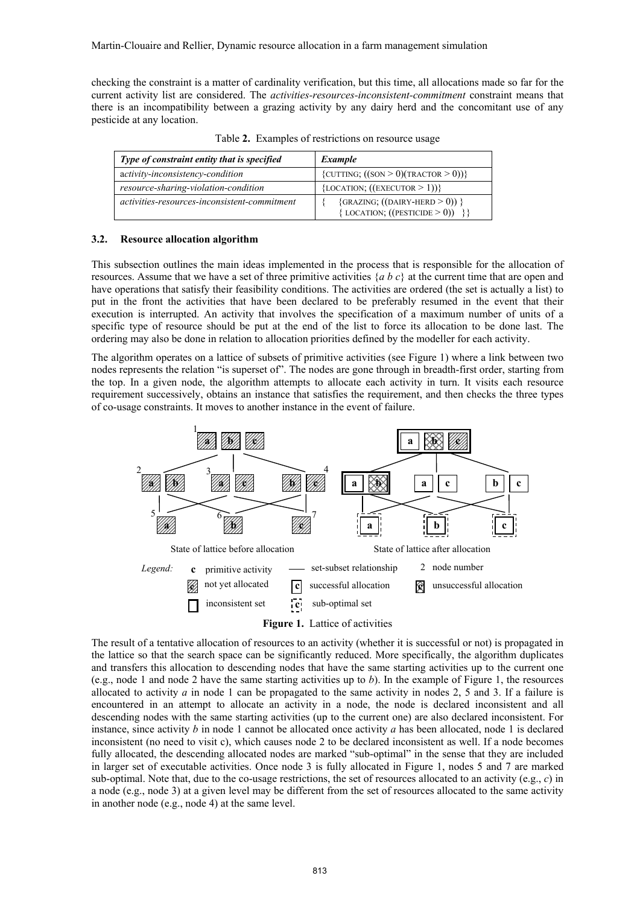checking the constraint is a matter of cardinality verification, but this time, all allocations made so far for the current activity list are considered. The *activities-resources-inconsistent-commitment* constraint means that there is an incompatibility between a grazing activity by any dairy herd and the concomitant use of any pesticide at any location.

Table **2.** Examples of restrictions on resource usage

| *Type of constraint entity that is specified* | *Example* |
|---|---|
| *activity-inconsistency-condition* | {CUTTING; ((SON > 0)(TRACTOR > 0))} |
| *resource-sharing-violation-condition* | {LOCATION; ((EXECUTOR > 1))} |
| *activities-resources-inconsistent-commitment* | { {GRAZING; ((DAIRY-HERD > 0)) } { LOCATION; ((PESTICIDE > 0)) }} |

### 3.2. Resource allocation algorithm

This subsection outlines the main ideas implemented in the process that is responsible for the allocation of resources. Assume that we have a set of three primitive activities {*a b c*} at the current time that are open and have operations that satisfy their feasibility conditions. The activities are ordered (the set is actually a list) to put in the front the activities that have been declared to be preferably resumed in the event that their execution is interrupted. An activity that involves the specification of a maximum number of units of a specific type of resource should be put at the end of the list to force its allocation to be done last. The ordering may also be done in relation to allocation priorities defined by the modeller for each activity.

The algorithm operates on a lattice of subsets of primitive activities (see Figure 1) where a link between two nodes represents the relation "is superset of". The nodes are gone through in breadth-first order, starting from the top. In a given node, the algorithm attempts to allocate each activity in turn. It visits each resource requirement successively, obtains an instance that satisfies the requirement, and then checks the three types of co-usage constraints. It moves to another instance in the event of failure.

**Figure 1.** Lattice of activities

The result of a tentative allocation of resources to an activity (whether it is successful or not) is propagated in the lattice so that the search space can be significantly reduced. More specifically, the algorithm duplicates and transfers this allocation to descending nodes that have the same starting activities up to the current one (e.g., node 1 and node 2 have the same starting activities up to *b*). In the example of Figure 1, the resources allocated to activity *a* in node 1 can be propagated to the same activity in nodes 2, 5 and 3. If a failure is encountered in an attempt to allocate an activity in a node, the node is declared inconsistent and all descending nodes with the same starting activities (up to the current one) are also declared inconsistent. For instance, since activity *b* in node 1 cannot be allocated once activity *a* has been allocated, node 1 is declared inconsistent (no need to visit c), which causes node 2 to be declared inconsistent as well. If a node becomes fully allocated, the descending allocated nodes are marked "sub-optimal" in the sense that they are included in larger set of executable activities. Once node 3 is fully allocated in Figure 1, nodes 5 and 7 are marked sub-optimal. Note that, due to the co-usage restrictions, the set of resources allocated to an activity (e.g., *c*) in a node (e.g., node 3) at a given level may be different from the set of resources allocated to the same activity in another node (e.g., node 4) at the same level.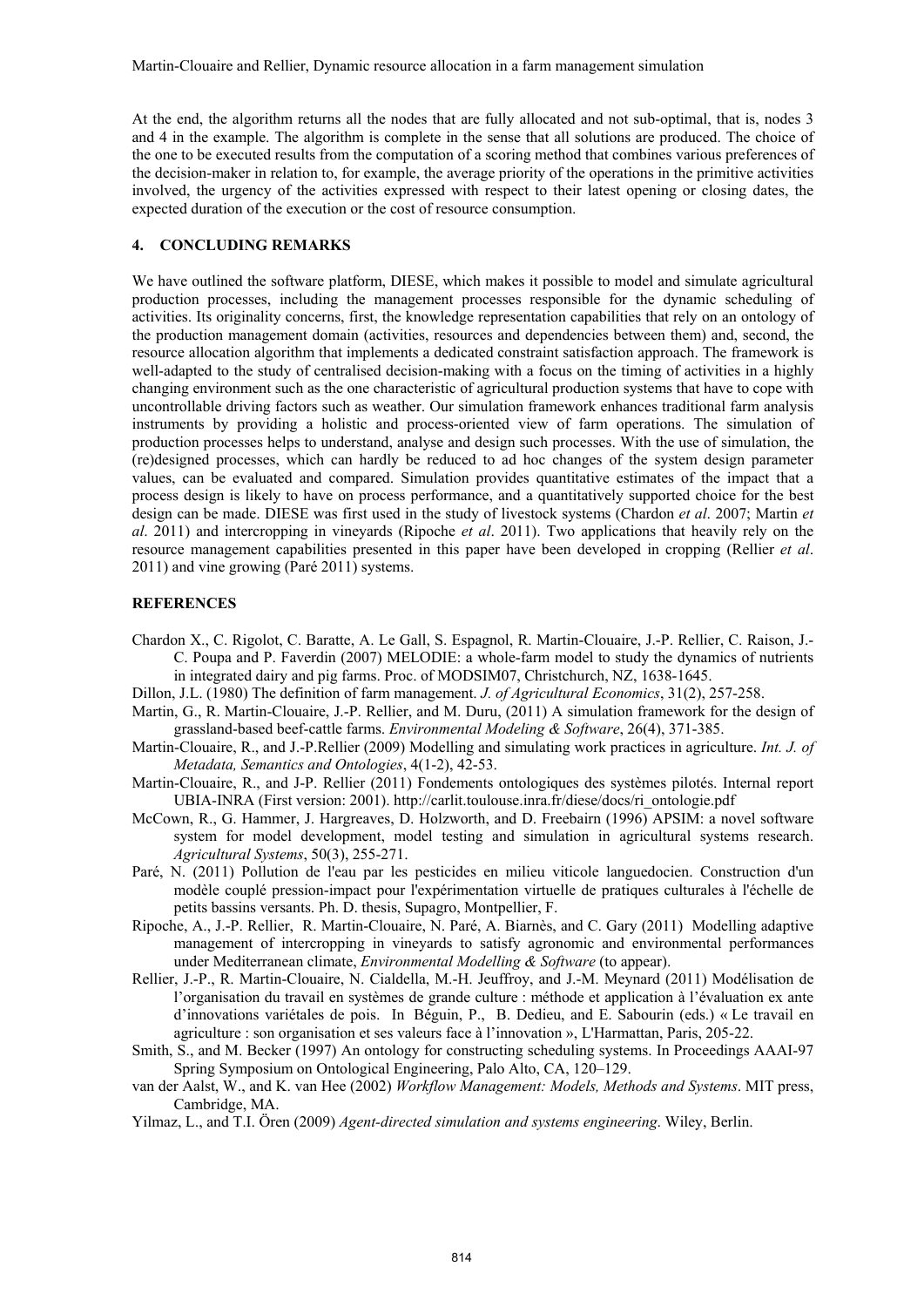At the end, the algorithm returns all the nodes that are fully allocated and not sub-optimal, that is, nodes 3 and 4 in the example. The algorithm is complete in the sense that all solutions are produced. The choice of the one to be executed results from the computation of a scoring method that combines various preferences of the decision-maker in relation to, for example, the average priority of the operations in the primitive activities involved, the urgency of the activities expressed with respect to their latest opening or closing dates, the expected duration of the execution or the cost of resource consumption.

## 4. CONCLUDING REMARKS

We have outlined the software platform, DIESE, which makes it possible to model and simulate agricultural production processes, including the management processes responsible for the dynamic scheduling of activities. Its originality concerns, first, the knowledge representation capabilities that rely on an ontology of the production management domain (activities, resources and dependencies between them) and, second, the resource allocation algorithm that implements a dedicated constraint satisfaction approach. The framework is well-adapted to the study of centralised decision-making with a focus on the timing of activities in a highly changing environment such as the one characteristic of agricultural production systems that have to cope with uncontrollable driving factors such as weather. Our simulation framework enhances traditional farm analysis instruments by providing a holistic and process-oriented view of farm operations. The simulation of production processes helps to understand, analyse and design such processes. With the use of simulation, the (re)designed processes, which can hardly be reduced to ad hoc changes of the system design parameter values, can be evaluated and compared. Simulation provides quantitative estimates of the impact that a process design is likely to have on process performance, and a quantitatively supported choice for the best design can be made. DIESE was first used in the study of livestock systems (Chardon *et al*. 2007; Martin *et al*. 2011) and intercropping in vineyards (Ripoche *et al*. 2011). Two applications that heavily rely on the resource management capabilities presented in this paper have been developed in cropping (Rellier *et al*. 2011) and vine growing (Paré 2011) systems.

## REFERENCES

Chardon X., C. Rigolot, C. Baratte, A. Le Gall, S. Espagnol, R. Martin-Clouaire, J.-P. Rellier, C. Raison, J.-C. Poupa and P. Faverdin (2007) MELODIE: a whole-farm model to study the dynamics of nutrients in integrated dairy and pig farms. Proc. of MODSIM07, Christchurch, NZ, 1638-1645.

Dillon, J.L. (1980) The definition of farm management. *J. of Agricultural Economics*, 31(2), 257-258.

Martin, G., R. Martin-Clouaire, J.-P. Rellier, and M. Duru, (2011) A simulation framework for the design of grassland-based beef-cattle farms. *Environmental Modeling & Software*, 26(4), 371-385.

Martin-Clouaire, R., and J.-P.Rellier (2009) Modelling and simulating work practices in agriculture. *Int. J. of Metadata, Semantics and Ontologies*, 4(1-2), 42-53.

Martin-Clouaire, R., and J-P. Rellier (2011) Fondements ontologiques des systèmes pilotés. Internal report UBIA-INRA (First version: 2001). http://carlit.toulouse.inra.fr/diese/docs/ri_ontologie.pdf

McCown, R., G. Hammer, J. Hargreaves, D. Holzworth, and D. Freebairn (1996) APSIM: a novel software system for model development, model testing and simulation in agricultural systems research. *Agricultural Systems*, 50(3), 255-271.

Paré, N. (2011) Pollution de l'eau par les pesticides en milieu viticole languedocien. Construction d'un modèle couplé pression-impact pour l'expérimentation virtuelle de pratiques culturales à l'échelle de petits bassins versants. Ph. D. thesis, Supagro, Montpellier, F.

Ripoche, A., J.-P. Rellier, R. Martin-Clouaire, N. Paré, A. Biarnès, and C. Gary (2011) Modelling adaptive management of intercropping in vineyards to satisfy agronomic and environmental performances under Mediterranean climate, *Environmental Modelling & Software* (to appear).

Rellier, J.-P., R. Martin-Clouaire, N. Cialdella, M.-H. Jeuffroy, and J.-M. Meynard (2011) Modélisation de l'organisation du travail en systèmes de grande culture : méthode et application à l'évaluation ex ante d'innovations variétales de pois. In Béguin, P., B. Dedieu, and E. Sabourin (eds.) « Le travail en agriculture : son organisation et ses valeurs face à l'innovation », L'Harmattan, Paris, 205-22.

Smith, S., and M. Becker (1997) An ontology for constructing scheduling systems. In Proceedings AAAI-97 Spring Symposium on Ontological Engineering, Palo Alto, CA, 120–129.

van der Aalst, W., and K. van Hee (2002) *Workflow Management: Models, Methods and Systems*. MIT press, Cambridge, MA.

Yilmaz, L., and T.I. Ören (2009) *Agent-directed simulation and systems engineering*. Wiley, Berlin.